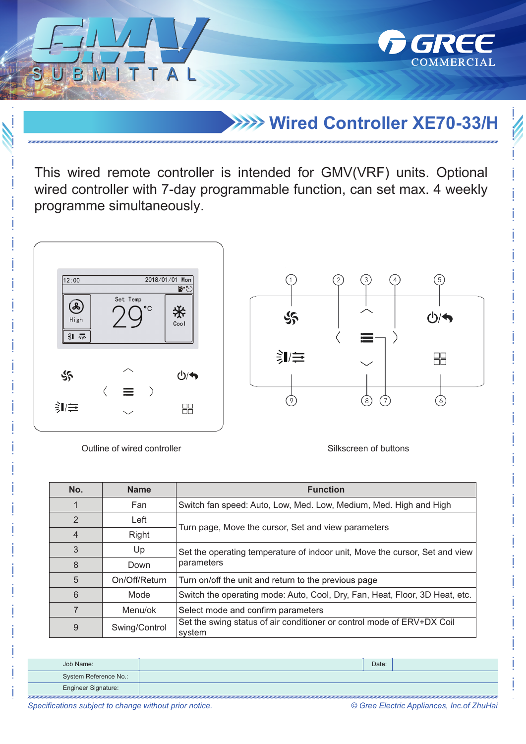# Wired Controller XE70-33/H

This wired remote controller is intended for GMV(VRF) units. Optional wired controller with 7-day programmable function, can set max. 4 weekly programme simultaneously.

Outline of wired controller

Silkscreen of buttons

| No. | Name | Function |
|---|---|---|
| 1 | Fan | Switch fan speed: Auto, Low, Med. Low, Medium, Med. High and High |
| 2 | Left | Turn page, Move the cursor, Set and view parameters |
| 4 | Right | |
| 3 | Up | Set the operating temperature of indoor unit, Move the cursor, Set and view parameters |
| 8 | Down | |
| 5 | On/Off/Return | Turn on/off the unit and return to the previous page |
| 6 | Mode | Switch the operating mode: Auto, Cool, Dry, Fan, Heat, Floor, 3D Heat, etc. |
| 7 | Menu/ok | Select mode and confirm parameters |
| 9 | Swing/Control | Set the swing status of air conditioner or control mode of ERV+DX Coil system |

| Job Name: | | Date: | |
|---|---|---|---|
| System Reference No.: | | | |
| Engineer Signature: | | | |

*Specifications subject to change without prior notice.*

*© Gree Electric Appliances, Inc.of ZhuHai*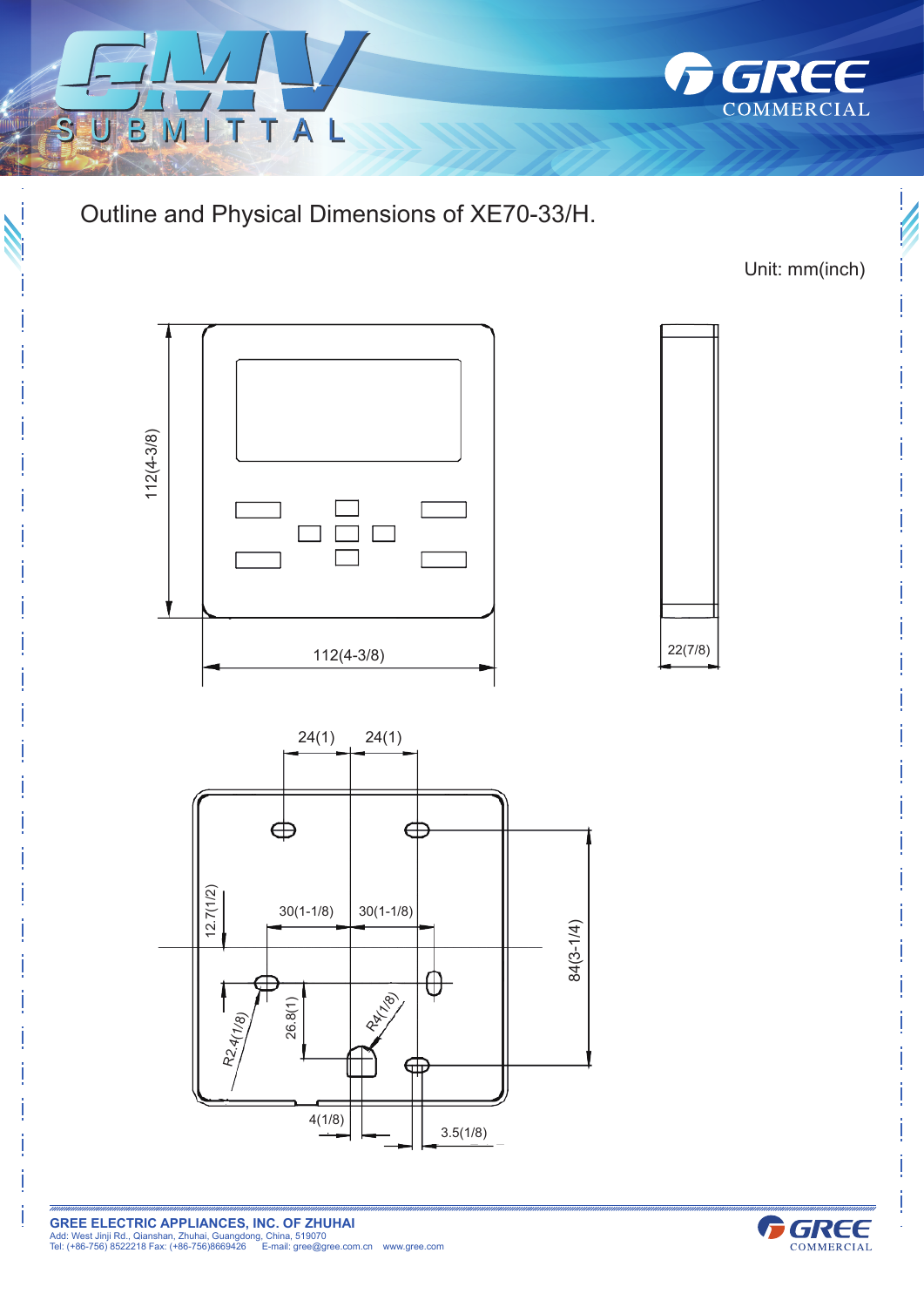# Outline and Physical Dimensions of XE70-33/H.

Unit: mm(inch)

112(4-3/8)

112(4-3/8)

22(7/8)

24(1) 24(1)

12.7(1/2)

30(1-1/8) 30(1-1/8)

84(3-1/4)

R2.4(1/8)

26.8(1)

R4(1/8)

4(1/8)

3.5(1/8)

**GREE ELECTRIC APPLIANCES, INC. OF ZHUHAI**
Add: West Jinji Rd., Qianshan, Zhuhai, Guangdong, China, 519070
Tel: (+86-756) 8522218 Fax: (+86-756)8669426 E-mail: gree@gree.com.cn www.gree.com